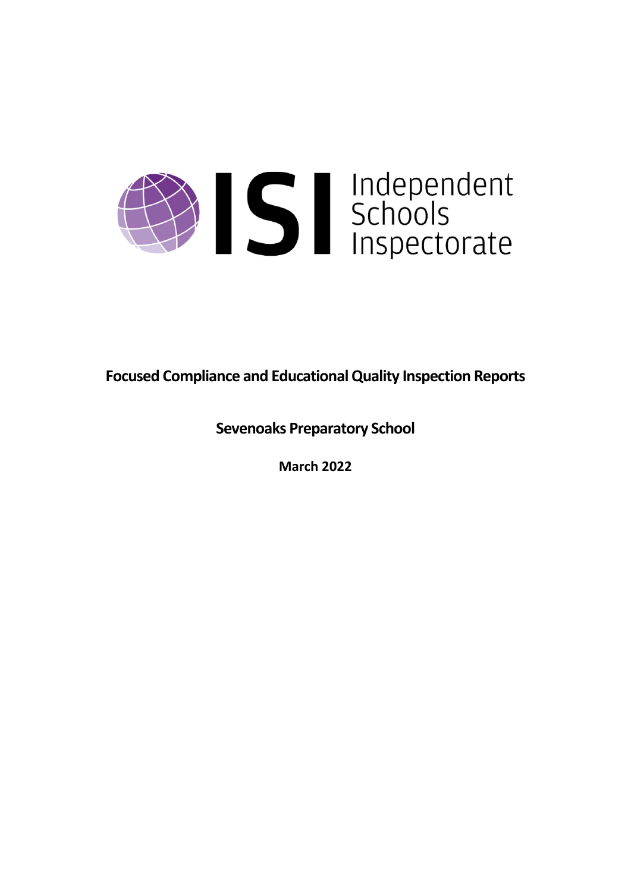ISI Independent Schools Inspectorate

**Focused Compliance and Educational Quality Inspection Reports**

**Sevenoaks Preparatory School**

**March 2022**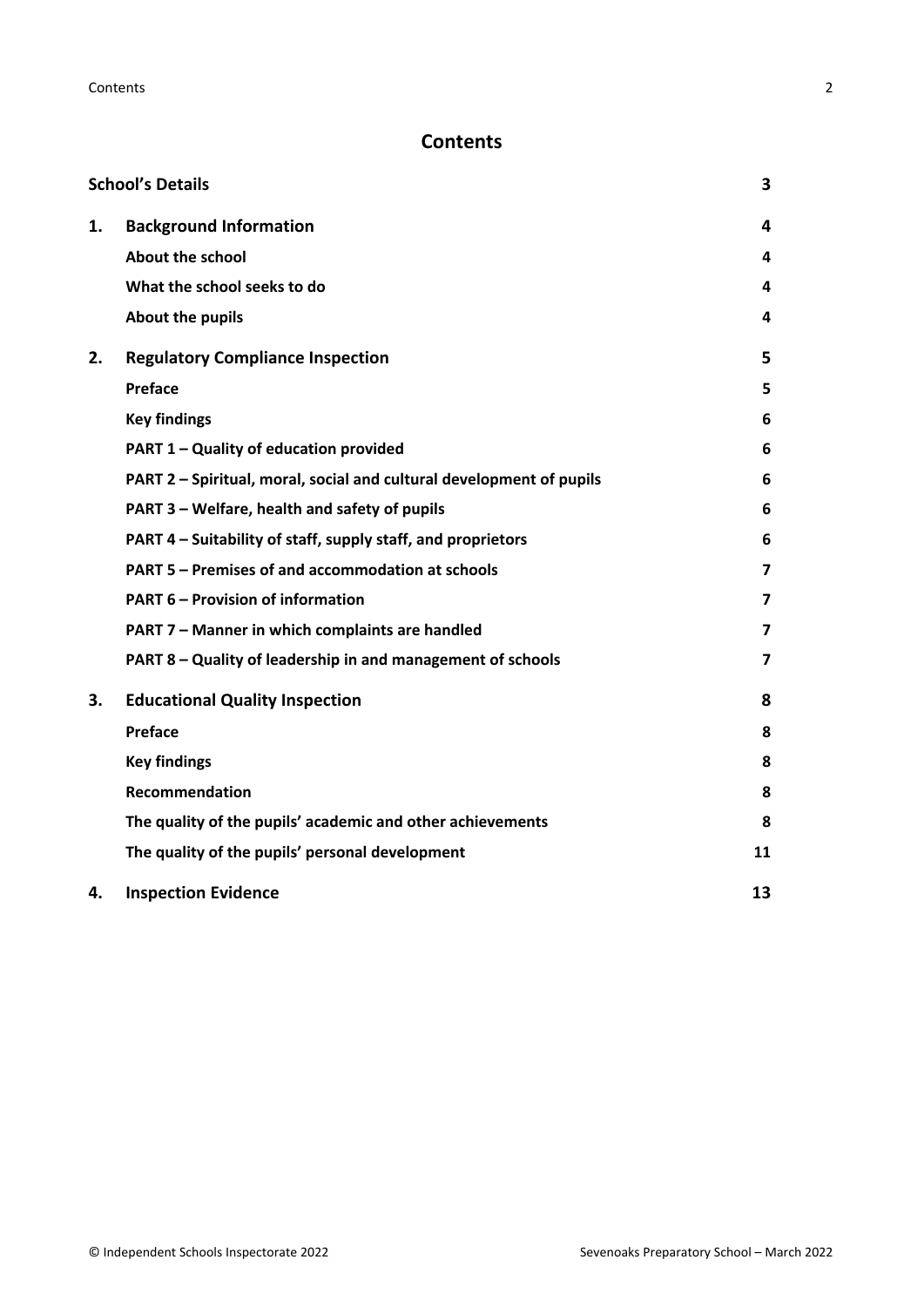# Contents

| | | |
|---|---|---|
| **School's Details** | | **3** |
| **1.** | **Background Information** | **4** |
| | **About the school** | **4** |
| | **What the school seeks to do** | **4** |
| | **About the pupils** | **4** |
| **2.** | **Regulatory Compliance Inspection** | **5** |
| | **Preface** | **5** |
| | **Key findings** | **6** |
| | **PART 1 – Quality of education provided** | **6** |
| | **PART 2 – Spiritual, moral, social and cultural development of pupils** | **6** |
| | **PART 3 – Welfare, health and safety of pupils** | **6** |
| | **PART 4 – Suitability of staff, supply staff, and proprietors** | **6** |
| | **PART 5 – Premises of and accommodation at schools** | **7** |
| | **PART 6 – Provision of information** | **7** |
| | **PART 7 – Manner in which complaints are handled** | **7** |
| | **PART 8 – Quality of leadership in and management of schools** | **7** |
| **3.** | **Educational Quality Inspection** | **8** |
| | **Preface** | **8** |
| | **Key findings** | **8** |
| | **Recommendation** | **8** |
| | **The quality of the pupils' academic and other achievements** | **8** |
| | **The quality of the pupils' personal development** | **11** |
| **4.** | **Inspection Evidence** | **13** |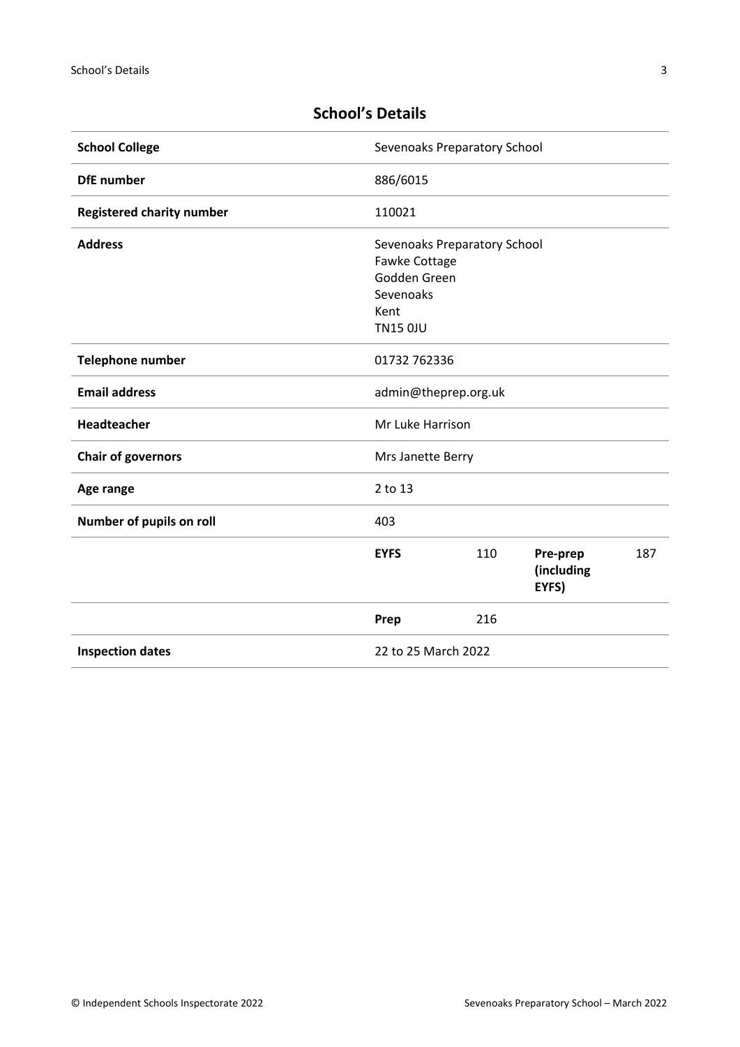## School's Details

| | | | | |
|---|---|---|---|---|
| **School College** | Sevenoaks Preparatory School | | | |
| **DfE number** | 886/6015 | | | |
| **Registered charity number** | 110021 | | | |
| **Address** | Sevenoaks Preparatory School<br>Fawke Cottage<br>Godden Green<br>Sevenoaks<br>Kent<br>TN15 0JU | | | |
| **Telephone number** | 01732 762336 | | | |
| **Email address** | admin@theprep.org.uk | | | |
| **Headteacher** | Mr Luke Harrison | | | |
| **Chair of governors** | Mrs Janette Berry | | | |
| **Age range** | 2 to 13 | | | |
| **Number of pupils on roll** | 403 | | | |
| | **EYFS** | 110 | **Pre-prep (including EYFS)** | 187 |
| | **Prep** | 216 | | |
| **Inspection dates** | 22 to 25 March 2022 | | | |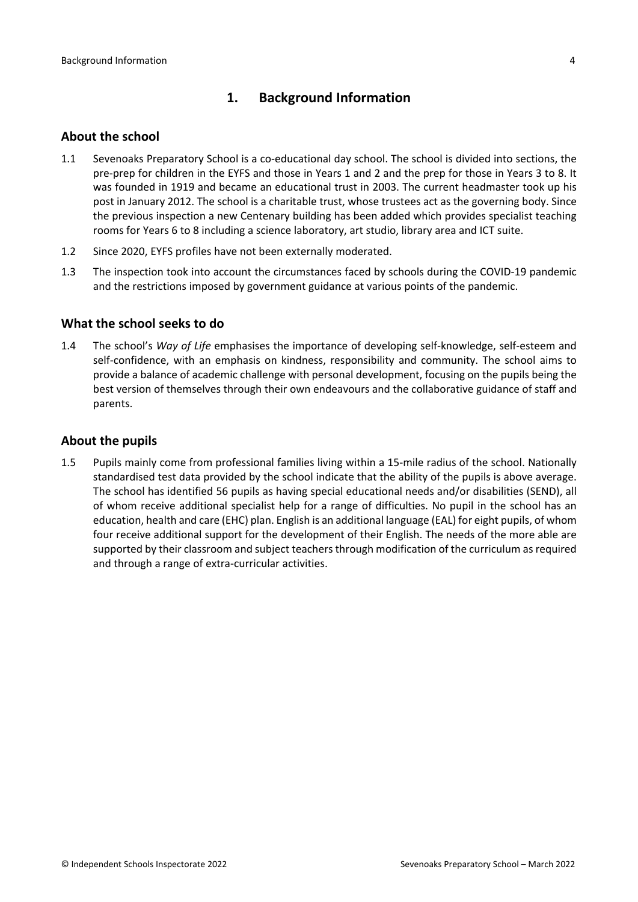## 1. Background Information

### About the school

1.1 Sevenoaks Preparatory School is a co-educational day school. The school is divided into sections, the pre-prep for children in the EYFS and those in Years 1 and 2 and the prep for those in Years 3 to 8. It was founded in 1919 and became an educational trust in 2003. The current headmaster took up his post in January 2012. The school is a charitable trust, whose trustees act as the governing body. Since the previous inspection a new Centenary building has been added which provides specialist teaching rooms for Years 6 to 8 including a science laboratory, art studio, library area and ICT suite.

1.2 Since 2020, EYFS profiles have not been externally moderated.

1.3 The inspection took into account the circumstances faced by schools during the COVID-19 pandemic and the restrictions imposed by government guidance at various points of the pandemic.

### What the school seeks to do

1.4 The school's *Way of Life* emphasises the importance of developing self-knowledge, self-esteem and self-confidence, with an emphasis on kindness, responsibility and community. The school aims to provide a balance of academic challenge with personal development, focusing on the pupils being the best version of themselves through their own endeavours and the collaborative guidance of staff and parents.

### About the pupils

1.5 Pupils mainly come from professional families living within a 15-mile radius of the school. Nationally standardised test data provided by the school indicate that the ability of the pupils is above average. The school has identified 56 pupils as having special educational needs and/or disabilities (SEND), all of whom receive additional specialist help for a range of difficulties. No pupil in the school has an education, health and care (EHC) plan. English is an additional language (EAL) for eight pupils, of whom four receive additional support for the development of their English. The needs of the more able are supported by their classroom and subject teachers through modification of the curriculum as required and through a range of extra-curricular activities.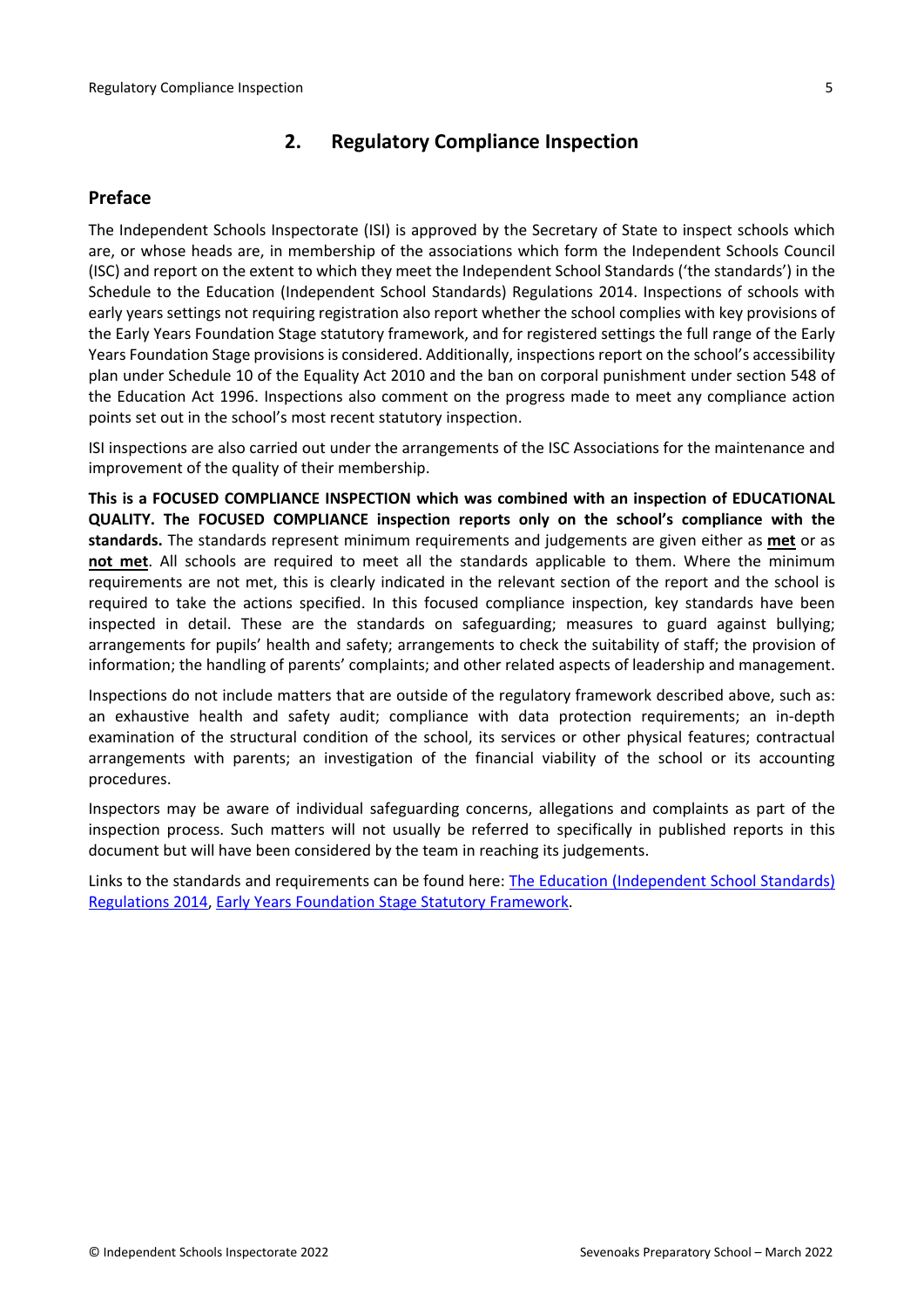## 2. Regulatory Compliance Inspection

### Preface

The Independent Schools Inspectorate (ISI) is approved by the Secretary of State to inspect schools which are, or whose heads are, in membership of the associations which form the Independent Schools Council (ISC) and report on the extent to which they meet the Independent School Standards ('the standards') in the Schedule to the Education (Independent School Standards) Regulations 2014. Inspections of schools with early years settings not requiring registration also report whether the school complies with key provisions of the Early Years Foundation Stage statutory framework, and for registered settings the full range of the Early Years Foundation Stage provisions is considered. Additionally, inspections report on the school's accessibility plan under Schedule 10 of the Equality Act 2010 and the ban on corporal punishment under section 548 of the Education Act 1996. Inspections also comment on the progress made to meet any compliance action points set out in the school's most recent statutory inspection.

ISI inspections are also carried out under the arrangements of the ISC Associations for the maintenance and improvement of the quality of their membership.

**This is a FOCUSED COMPLIANCE INSPECTION which was combined with an inspection of EDUCATIONAL QUALITY. The FOCUSED COMPLIANCE inspection reports only on the school's compliance with the standards.** The standards represent minimum requirements and judgements are given either as **met** or as **not met**. All schools are required to meet all the standards applicable to them. Where the minimum requirements are not met, this is clearly indicated in the relevant section of the report and the school is required to take the actions specified. In this focused compliance inspection, key standards have been inspected in detail. These are the standards on safeguarding; measures to guard against bullying; arrangements for pupils' health and safety; arrangements to check the suitability of staff; the provision of information; the handling of parents' complaints; and other related aspects of leadership and management.

Inspections do not include matters that are outside of the regulatory framework described above, such as: an exhaustive health and safety audit; compliance with data protection requirements; an in-depth examination of the structural condition of the school, its services or other physical features; contractual arrangements with parents; an investigation of the financial viability of the school or its accounting procedures.

Inspectors may be aware of individual safeguarding concerns, allegations and complaints as part of the inspection process. Such matters will not usually be referred to specifically in published reports in this document but will have been considered by the team in reaching its judgements.

Links to the standards and requirements can be found here: The Education (Independent School Standards) Regulations 2014, Early Years Foundation Stage Statutory Framework.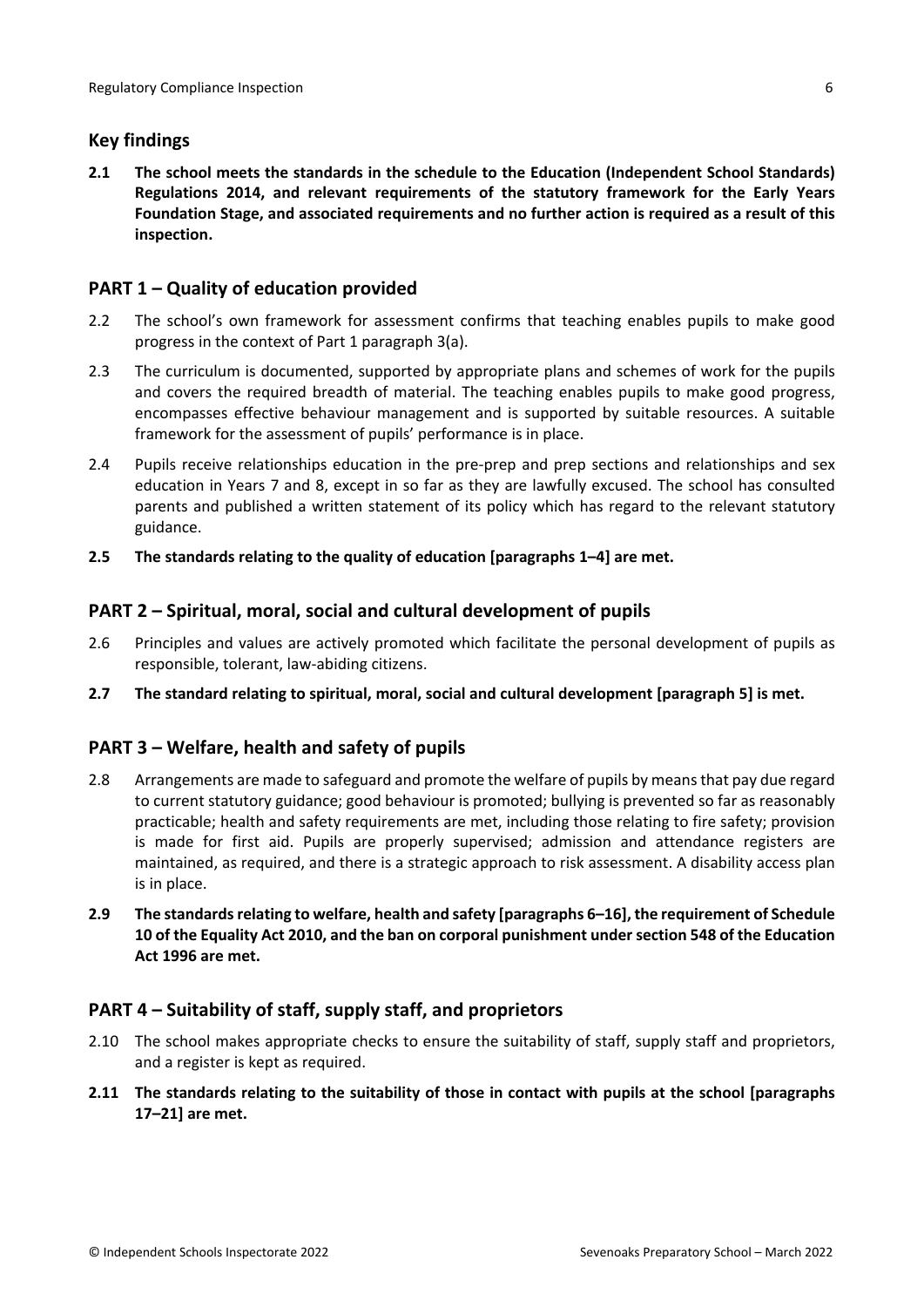## Key findings

**2.1 The school meets the standards in the schedule to the Education (Independent School Standards) Regulations 2014, and relevant requirements of the statutory framework for the Early Years Foundation Stage, and associated requirements and no further action is required as a result of this inspection.**

## PART 1 – Quality of education provided

2.2 The school's own framework for assessment confirms that teaching enables pupils to make good progress in the context of Part 1 paragraph 3(a).

2.3 The curriculum is documented, supported by appropriate plans and schemes of work for the pupils and covers the required breadth of material. The teaching enables pupils to make good progress, encompasses effective behaviour management and is supported by suitable resources. A suitable framework for the assessment of pupils' performance is in place.

2.4 Pupils receive relationships education in the pre-prep and prep sections and relationships and sex education in Years 7 and 8, except in so far as they are lawfully excused. The school has consulted parents and published a written statement of its policy which has regard to the relevant statutory guidance.

**2.5 The standards relating to the quality of education [paragraphs 1–4] are met.**

## PART 2 – Spiritual, moral, social and cultural development of pupils

2.6 Principles and values are actively promoted which facilitate the personal development of pupils as responsible, tolerant, law-abiding citizens.

**2.7 The standard relating to spiritual, moral, social and cultural development [paragraph 5] is met.**

## PART 3 – Welfare, health and safety of pupils

2.8 Arrangements are made to safeguard and promote the welfare of pupils by means that pay due regard to current statutory guidance; good behaviour is promoted; bullying is prevented so far as reasonably practicable; health and safety requirements are met, including those relating to fire safety; provision is made for first aid. Pupils are properly supervised; admission and attendance registers are maintained, as required, and there is a strategic approach to risk assessment. A disability access plan is in place.

**2.9 The standards relating to welfare, health and safety [paragraphs 6–16], the requirement of Schedule 10 of the Equality Act 2010, and the ban on corporal punishment under section 548 of the Education Act 1996 are met.**

## PART 4 – Suitability of staff, supply staff, and proprietors

2.10 The school makes appropriate checks to ensure the suitability of staff, supply staff and proprietors, and a register is kept as required.

**2.11 The standards relating to the suitability of those in contact with pupils at the school [paragraphs 17–21] are met.**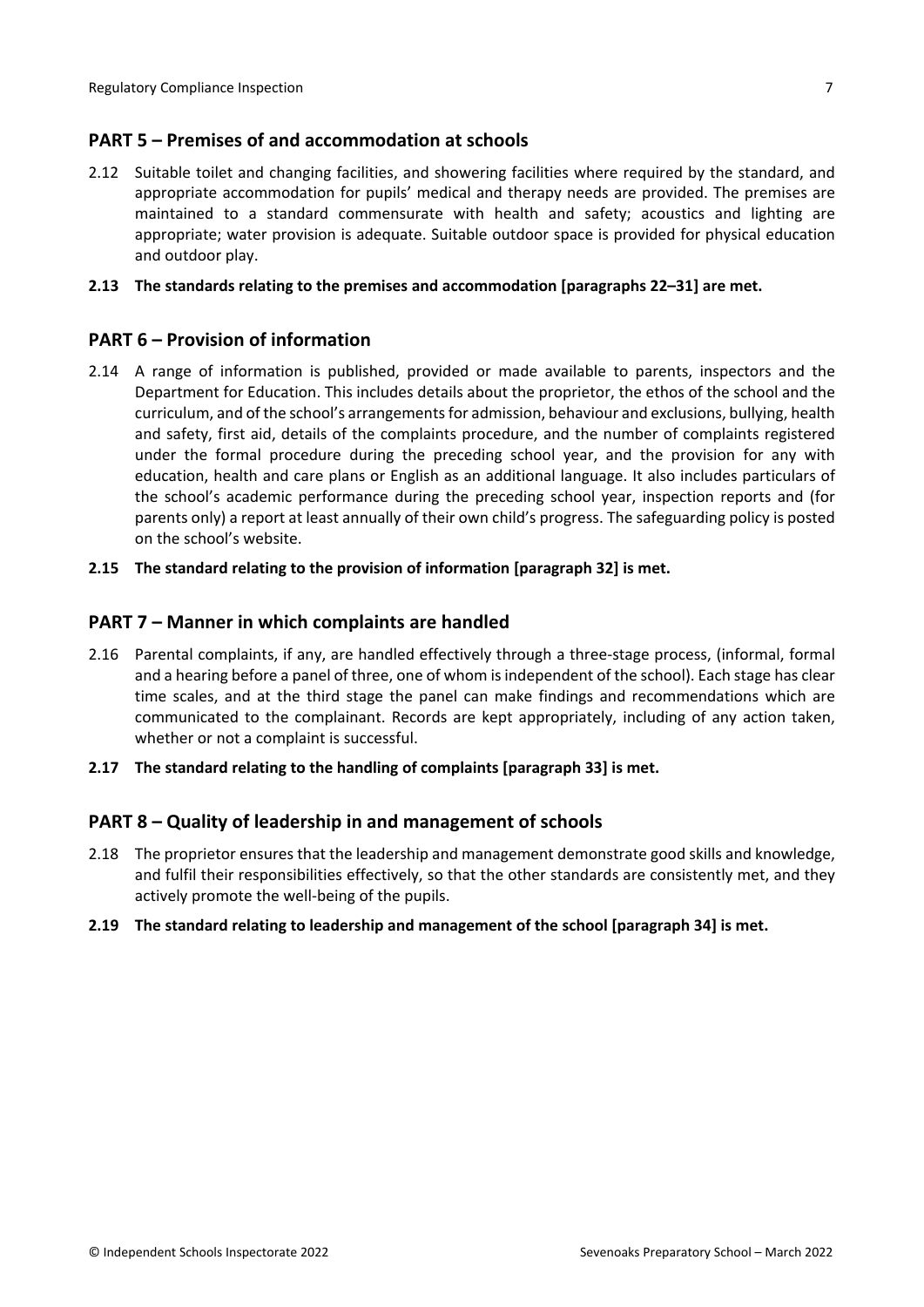## PART 5 – Premises of and accommodation at schools

2.12 Suitable toilet and changing facilities, and showering facilities where required by the standard, and appropriate accommodation for pupils' medical and therapy needs are provided. The premises are maintained to a standard commensurate with health and safety; acoustics and lighting are appropriate; water provision is adequate. Suitable outdoor space is provided for physical education and outdoor play.

**2.13 The standards relating to the premises and accommodation [paragraphs 22–31] are met.**

## PART 6 – Provision of information

2.14 A range of information is published, provided or made available to parents, inspectors and the Department for Education. This includes details about the proprietor, the ethos of the school and the curriculum, and of the school's arrangements for admission, behaviour and exclusions, bullying, health and safety, first aid, details of the complaints procedure, and the number of complaints registered under the formal procedure during the preceding school year, and the provision for any with education, health and care plans or English as an additional language. It also includes particulars of the school's academic performance during the preceding school year, inspection reports and (for parents only) a report at least annually of their own child's progress. The safeguarding policy is posted on the school's website.

**2.15 The standard relating to the provision of information [paragraph 32] is met.**

## PART 7 – Manner in which complaints are handled

2.16 Parental complaints, if any, are handled effectively through a three-stage process, (informal, formal and a hearing before a panel of three, one of whom is independent of the school). Each stage has clear time scales, and at the third stage the panel can make findings and recommendations which are communicated to the complainant. Records are kept appropriately, including of any action taken, whether or not a complaint is successful.

**2.17 The standard relating to the handling of complaints [paragraph 33] is met.**

## PART 8 – Quality of leadership in and management of schools

2.18 The proprietor ensures that the leadership and management demonstrate good skills and knowledge, and fulfil their responsibilities effectively, so that the other standards are consistently met, and they actively promote the well-being of the pupils.

**2.19 The standard relating to leadership and management of the school [paragraph 34] is met.**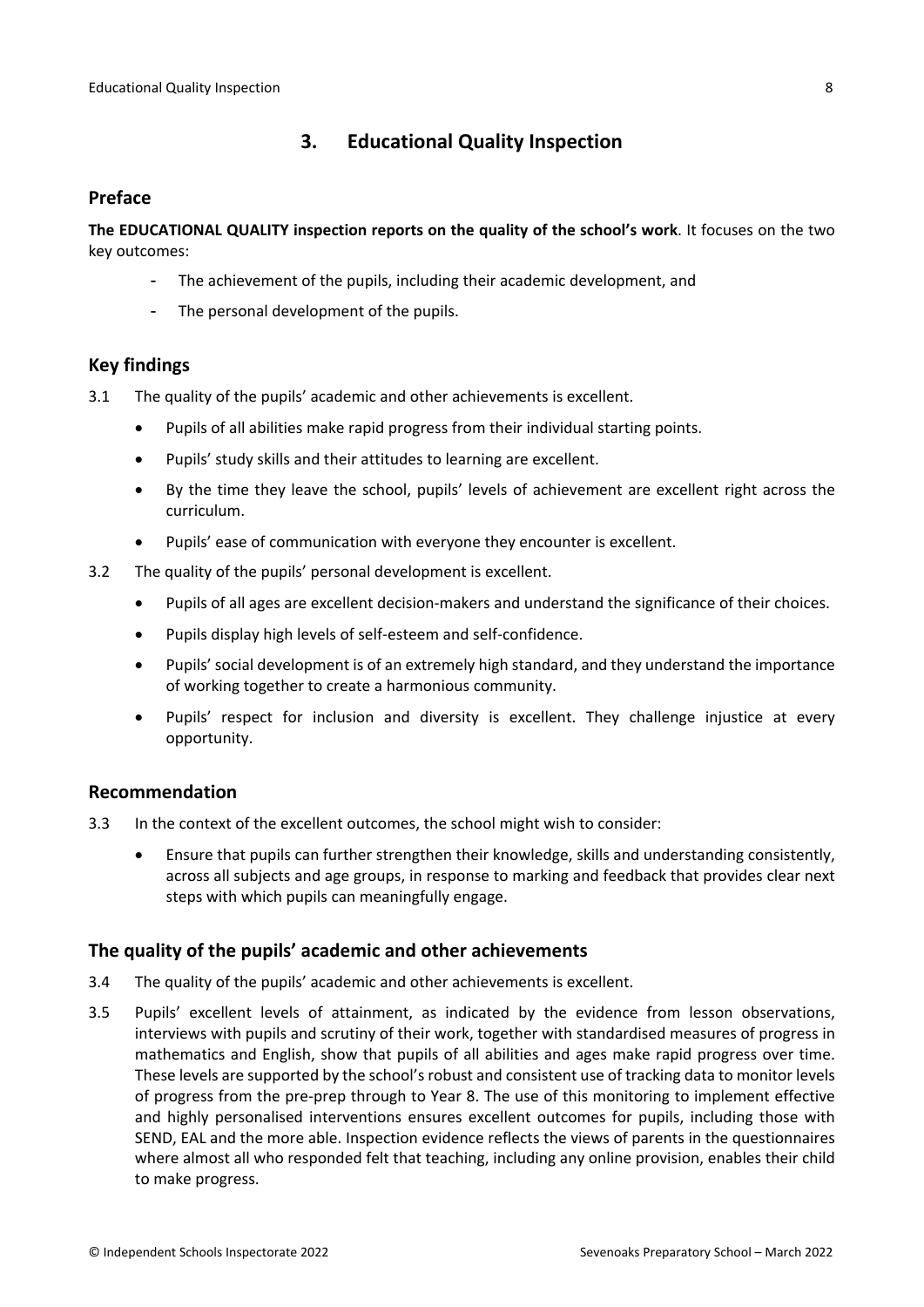## 3. Educational Quality Inspection

### Preface

**The EDUCATIONAL QUALITY inspection reports on the quality of the school's work**. It focuses on the two key outcomes:

- The achievement of the pupils, including their academic development, and
- The personal development of the pupils.

### Key findings

3.1 The quality of the pupils' academic and other achievements is excellent.

- Pupils of all abilities make rapid progress from their individual starting points.
- Pupils' study skills and their attitudes to learning are excellent.
- By the time they leave the school, pupils' levels of achievement are excellent right across the curriculum.
- Pupils' ease of communication with everyone they encounter is excellent.

3.2 The quality of the pupils' personal development is excellent.

- Pupils of all ages are excellent decision-makers and understand the significance of their choices.
- Pupils display high levels of self-esteem and self-confidence.
- Pupils' social development is of an extremely high standard, and they understand the importance of working together to create a harmonious community.
- Pupils' respect for inclusion and diversity is excellent. They challenge injustice at every opportunity.

### Recommendation

3.3 In the context of the excellent outcomes, the school might wish to consider:

- Ensure that pupils can further strengthen their knowledge, skills and understanding consistently, across all subjects and age groups, in response to marking and feedback that provides clear next steps with which pupils can meaningfully engage.

### The quality of the pupils' academic and other achievements

3.4 The quality of the pupils' academic and other achievements is excellent.

3.5 Pupils' excellent levels of attainment, as indicated by the evidence from lesson observations, interviews with pupils and scrutiny of their work, together with standardised measures of progress in mathematics and English, show that pupils of all abilities and ages make rapid progress over time. These levels are supported by the school's robust and consistent use of tracking data to monitor levels of progress from the pre-prep through to Year 8. The use of this monitoring to implement effective and highly personalised interventions ensures excellent outcomes for pupils, including those with SEND, EAL and the more able. Inspection evidence reflects the views of parents in the questionnaires where almost all who responded felt that teaching, including any online provision, enables their child to make progress.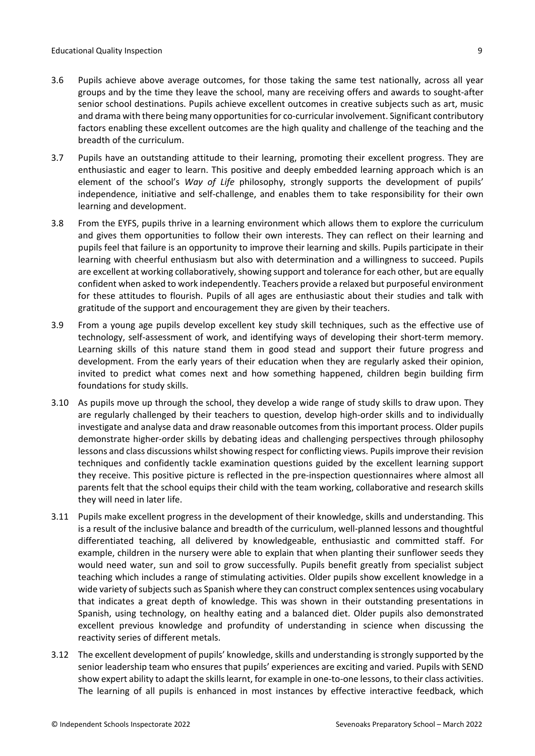3.6 Pupils achieve above average outcomes, for those taking the same test nationally, across all year groups and by the time they leave the school, many are receiving offers and awards to sought-after senior school destinations. Pupils achieve excellent outcomes in creative subjects such as art, music and drama with there being many opportunities for co-curricular involvement. Significant contributory factors enabling these excellent outcomes are the high quality and challenge of the teaching and the breadth of the curriculum.

3.7 Pupils have an outstanding attitude to their learning, promoting their excellent progress. They are enthusiastic and eager to learn. This positive and deeply embedded learning approach which is an element of the school's *Way of Life* philosophy, strongly supports the development of pupils' independence, initiative and self-challenge, and enables them to take responsibility for their own learning and development.

3.8 From the EYFS, pupils thrive in a learning environment which allows them to explore the curriculum and gives them opportunities to follow their own interests. They can reflect on their learning and pupils feel that failure is an opportunity to improve their learning and skills. Pupils participate in their learning with cheerful enthusiasm but also with determination and a willingness to succeed. Pupils are excellent at working collaboratively, showing support and tolerance for each other, but are equally confident when asked to work independently. Teachers provide a relaxed but purposeful environment for these attitudes to flourish. Pupils of all ages are enthusiastic about their studies and talk with gratitude of the support and encouragement they are given by their teachers.

3.9 From a young age pupils develop excellent key study skill techniques, such as the effective use of technology, self-assessment of work, and identifying ways of developing their short-term memory. Learning skills of this nature stand them in good stead and support their future progress and development. From the early years of their education when they are regularly asked their opinion, invited to predict what comes next and how something happened, children begin building firm foundations for study skills.

3.10 As pupils move up through the school, they develop a wide range of study skills to draw upon. They are regularly challenged by their teachers to question, develop high-order skills and to individually investigate and analyse data and draw reasonable outcomes from this important process. Older pupils demonstrate higher-order skills by debating ideas and challenging perspectives through philosophy lessons and class discussions whilst showing respect for conflicting views. Pupils improve their revision techniques and confidently tackle examination questions guided by the excellent learning support they receive. This positive picture is reflected in the pre-inspection questionnaires where almost all parents felt that the school equips their child with the team working, collaborative and research skills they will need in later life.

3.11 Pupils make excellent progress in the development of their knowledge, skills and understanding. This is a result of the inclusive balance and breadth of the curriculum, well-planned lessons and thoughtful differentiated teaching, all delivered by knowledgeable, enthusiastic and committed staff. For example, children in the nursery were able to explain that when planting their sunflower seeds they would need water, sun and soil to grow successfully. Pupils benefit greatly from specialist subject teaching which includes a range of stimulating activities. Older pupils show excellent knowledge in a wide variety of subjects such as Spanish where they can construct complex sentences using vocabulary that indicates a great depth of knowledge. This was shown in their outstanding presentations in Spanish, using technology, on healthy eating and a balanced diet. Older pupils also demonstrated excellent previous knowledge and profundity of understanding in science when discussing the reactivity series of different metals.

3.12 The excellent development of pupils' knowledge, skills and understanding is strongly supported by the senior leadership team who ensures that pupils' experiences are exciting and varied. Pupils with SEND show expert ability to adapt the skills learnt, for example in one-to-one lessons, to their class activities. The learning of all pupils is enhanced in most instances by effective interactive feedback, which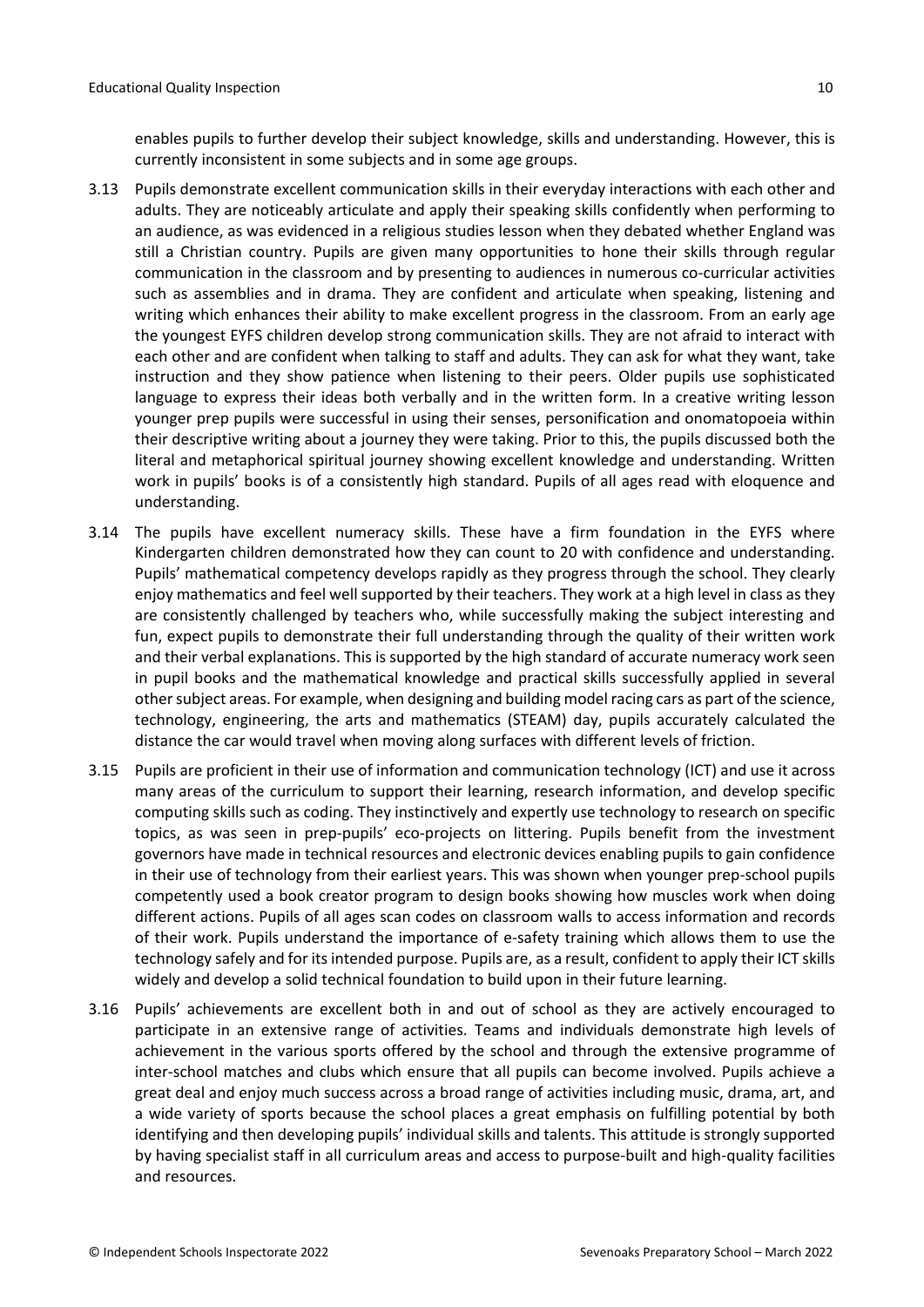enables pupils to further develop their subject knowledge, skills and understanding. However, this is currently inconsistent in some subjects and in some age groups.

3.13 Pupils demonstrate excellent communication skills in their everyday interactions with each other and adults. They are noticeably articulate and apply their speaking skills confidently when performing to an audience, as was evidenced in a religious studies lesson when they debated whether England was still a Christian country. Pupils are given many opportunities to hone their skills through regular communication in the classroom and by presenting to audiences in numerous co-curricular activities such as assemblies and in drama. They are confident and articulate when speaking, listening and writing which enhances their ability to make excellent progress in the classroom. From an early age the youngest EYFS children develop strong communication skills. They are not afraid to interact with each other and are confident when talking to staff and adults. They can ask for what they want, take instruction and they show patience when listening to their peers. Older pupils use sophisticated language to express their ideas both verbally and in the written form. In a creative writing lesson younger prep pupils were successful in using their senses, personification and onomatopoeia within their descriptive writing about a journey they were taking. Prior to this, the pupils discussed both the literal and metaphorical spiritual journey showing excellent knowledge and understanding. Written work in pupils' books is of a consistently high standard. Pupils of all ages read with eloquence and understanding.

3.14 The pupils have excellent numeracy skills. These have a firm foundation in the EYFS where Kindergarten children demonstrated how they can count to 20 with confidence and understanding. Pupils' mathematical competency develops rapidly as they progress through the school. They clearly enjoy mathematics and feel well supported by their teachers. They work at a high level in class as they are consistently challenged by teachers who, while successfully making the subject interesting and fun, expect pupils to demonstrate their full understanding through the quality of their written work and their verbal explanations. This is supported by the high standard of accurate numeracy work seen in pupil books and the mathematical knowledge and practical skills successfully applied in several other subject areas. For example, when designing and building model racing cars as part of the science, technology, engineering, the arts and mathematics (STEAM) day, pupils accurately calculated the distance the car would travel when moving along surfaces with different levels of friction.

3.15 Pupils are proficient in their use of information and communication technology (ICT) and use it across many areas of the curriculum to support their learning, research information, and develop specific computing skills such as coding. They instinctively and expertly use technology to research on specific topics, as was seen in prep-pupils' eco-projects on littering. Pupils benefit from the investment governors have made in technical resources and electronic devices enabling pupils to gain confidence in their use of technology from their earliest years. This was shown when younger prep-school pupils competently used a book creator program to design books showing how muscles work when doing different actions. Pupils of all ages scan codes on classroom walls to access information and records of their work. Pupils understand the importance of e-safety training which allows them to use the technology safely and for its intended purpose. Pupils are, as a result, confident to apply their ICT skills widely and develop a solid technical foundation to build upon in their future learning.

3.16 Pupils' achievements are excellent both in and out of school as they are actively encouraged to participate in an extensive range of activities. Teams and individuals demonstrate high levels of achievement in the various sports offered by the school and through the extensive programme of inter-school matches and clubs which ensure that all pupils can become involved. Pupils achieve a great deal and enjoy much success across a broad range of activities including music, drama, art, and a wide variety of sports because the school places a great emphasis on fulfilling potential by both identifying and then developing pupils' individual skills and talents. This attitude is strongly supported by having specialist staff in all curriculum areas and access to purpose-built and high-quality facilities and resources.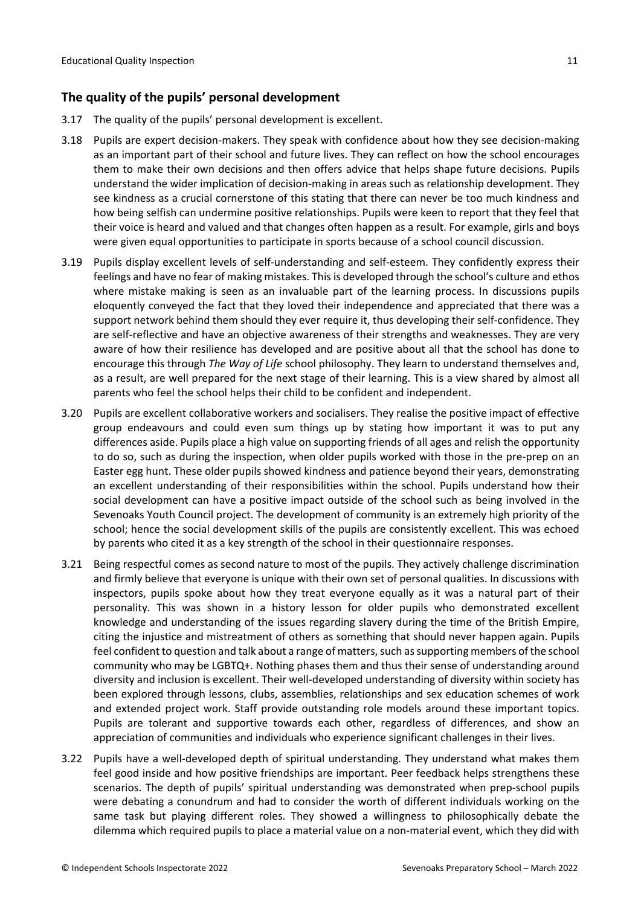## The quality of the pupils' personal development

3.17 The quality of the pupils' personal development is excellent.

3.18 Pupils are expert decision-makers. They speak with confidence about how they see decision-making as an important part of their school and future lives. They can reflect on how the school encourages them to make their own decisions and then offers advice that helps shape future decisions. Pupils understand the wider implication of decision-making in areas such as relationship development. They see kindness as a crucial cornerstone of this stating that there can never be too much kindness and how being selfish can undermine positive relationships. Pupils were keen to report that they feel that their voice is heard and valued and that changes often happen as a result. For example, girls and boys were given equal opportunities to participate in sports because of a school council discussion.

3.19 Pupils display excellent levels of self-understanding and self-esteem. They confidently express their feelings and have no fear of making mistakes. This is developed through the school's culture and ethos where mistake making is seen as an invaluable part of the learning process. In discussions pupils eloquently conveyed the fact that they loved their independence and appreciated that there was a support network behind them should they ever require it, thus developing their self-confidence. They are self-reflective and have an objective awareness of their strengths and weaknesses. They are very aware of how their resilience has developed and are positive about all that the school has done to encourage this through *The Way of Life* school philosophy. They learn to understand themselves and, as a result, are well prepared for the next stage of their learning. This is a view shared by almost all parents who feel the school helps their child to be confident and independent.

3.20 Pupils are excellent collaborative workers and socialisers. They realise the positive impact of effective group endeavours and could even sum things up by stating how important it was to put any differences aside. Pupils place a high value on supporting friends of all ages and relish the opportunity to do so, such as during the inspection, when older pupils worked with those in the pre-prep on an Easter egg hunt. These older pupils showed kindness and patience beyond their years, demonstrating an excellent understanding of their responsibilities within the school. Pupils understand how their social development can have a positive impact outside of the school such as being involved in the Sevenoaks Youth Council project. The development of community is an extremely high priority of the school; hence the social development skills of the pupils are consistently excellent. This was echoed by parents who cited it as a key strength of the school in their questionnaire responses.

3.21 Being respectful comes as second nature to most of the pupils. They actively challenge discrimination and firmly believe that everyone is unique with their own set of personal qualities. In discussions with inspectors, pupils spoke about how they treat everyone equally as it was a natural part of their personality. This was shown in a history lesson for older pupils who demonstrated excellent knowledge and understanding of the issues regarding slavery during the time of the British Empire, citing the injustice and mistreatment of others as something that should never happen again. Pupils feel confident to question and talk about a range of matters, such as supporting members of the school community who may be LGBTQ+. Nothing phases them and thus their sense of understanding around diversity and inclusion is excellent. Their well-developed understanding of diversity within society has been explored through lessons, clubs, assemblies, relationships and sex education schemes of work and extended project work. Staff provide outstanding role models around these important topics. Pupils are tolerant and supportive towards each other, regardless of differences, and show an appreciation of communities and individuals who experience significant challenges in their lives.

3.22 Pupils have a well-developed depth of spiritual understanding. They understand what makes them feel good inside and how positive friendships are important. Peer feedback helps strengthens these scenarios. The depth of pupils' spiritual understanding was demonstrated when prep-school pupils were debating a conundrum and had to consider the worth of different individuals working on the same task but playing different roles. They showed a willingness to philosophically debate the dilemma which required pupils to place a material value on a non-material event, which they did with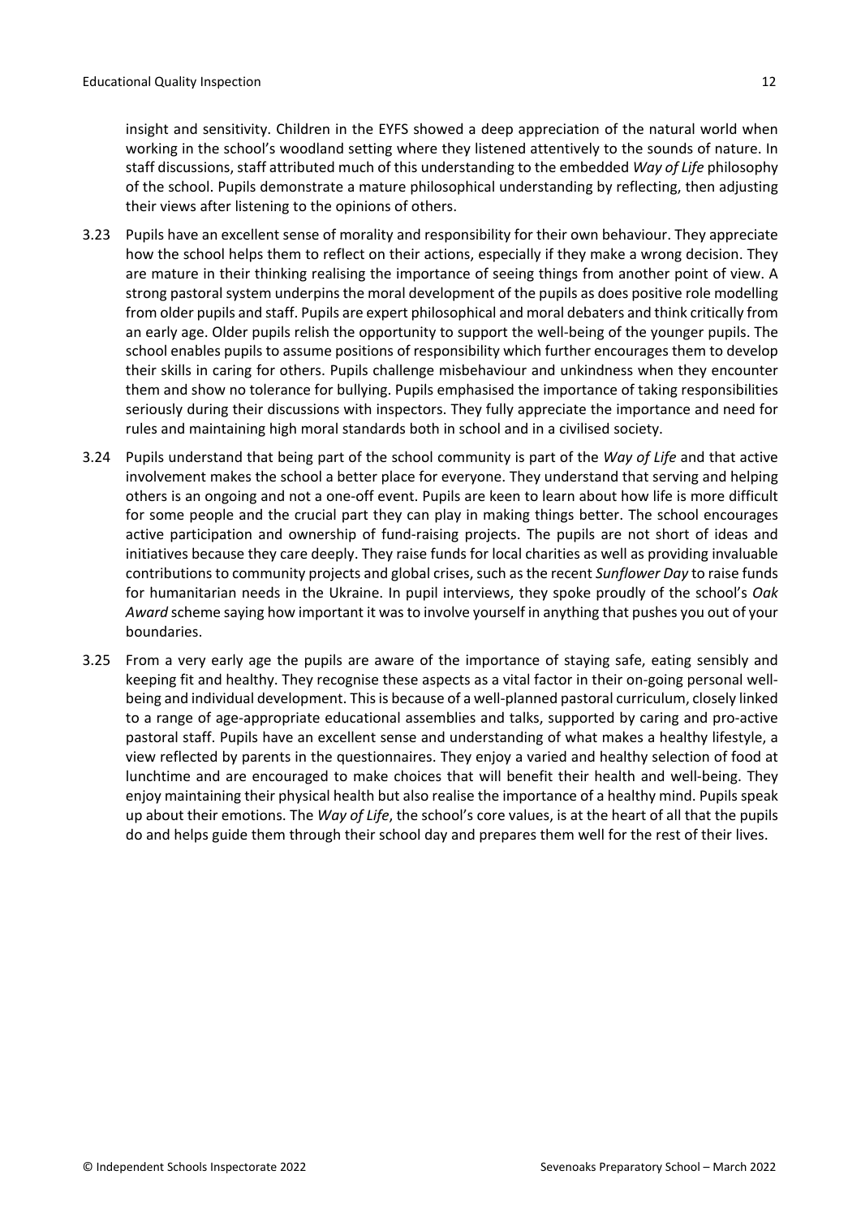insight and sensitivity. Children in the EYFS showed a deep appreciation of the natural world when working in the school's woodland setting where they listened attentively to the sounds of nature. In staff discussions, staff attributed much of this understanding to the embedded *Way of Life* philosophy of the school. Pupils demonstrate a mature philosophical understanding by reflecting, then adjusting their views after listening to the opinions of others.

3.23 Pupils have an excellent sense of morality and responsibility for their own behaviour. They appreciate how the school helps them to reflect on their actions, especially if they make a wrong decision. They are mature in their thinking realising the importance of seeing things from another point of view. A strong pastoral system underpins the moral development of the pupils as does positive role modelling from older pupils and staff. Pupils are expert philosophical and moral debaters and think critically from an early age. Older pupils relish the opportunity to support the well-being of the younger pupils. The school enables pupils to assume positions of responsibility which further encourages them to develop their skills in caring for others. Pupils challenge misbehaviour and unkindness when they encounter them and show no tolerance for bullying. Pupils emphasised the importance of taking responsibilities seriously during their discussions with inspectors. They fully appreciate the importance and need for rules and maintaining high moral standards both in school and in a civilised society.

3.24 Pupils understand that being part of the school community is part of the *Way of Life* and that active involvement makes the school a better place for everyone. They understand that serving and helping others is an ongoing and not a one-off event. Pupils are keen to learn about how life is more difficult for some people and the crucial part they can play in making things better. The school encourages active participation and ownership of fund-raising projects. The pupils are not short of ideas and initiatives because they care deeply. They raise funds for local charities as well as providing invaluable contributions to community projects and global crises, such as the recent *Sunflower Day* to raise funds for humanitarian needs in the Ukraine. In pupil interviews, they spoke proudly of the school's *Oak Award* scheme saying how important it was to involve yourself in anything that pushes you out of your boundaries.

3.25 From a very early age the pupils are aware of the importance of staying safe, eating sensibly and keeping fit and healthy. They recognise these aspects as a vital factor in their on-going personal well-being and individual development. This is because of a well-planned pastoral curriculum, closely linked to a range of age-appropriate educational assemblies and talks, supported by caring and pro-active pastoral staff. Pupils have an excellent sense and understanding of what makes a healthy lifestyle, a view reflected by parents in the questionnaires. They enjoy a varied and healthy selection of food at lunchtime and are encouraged to make choices that will benefit their health and well-being. They enjoy maintaining their physical health but also realise the importance of a healthy mind. Pupils speak up about their emotions. The *Way of Life*, the school's core values, is at the heart of all that the pupils do and helps guide them through their school day and prepares them well for the rest of their lives.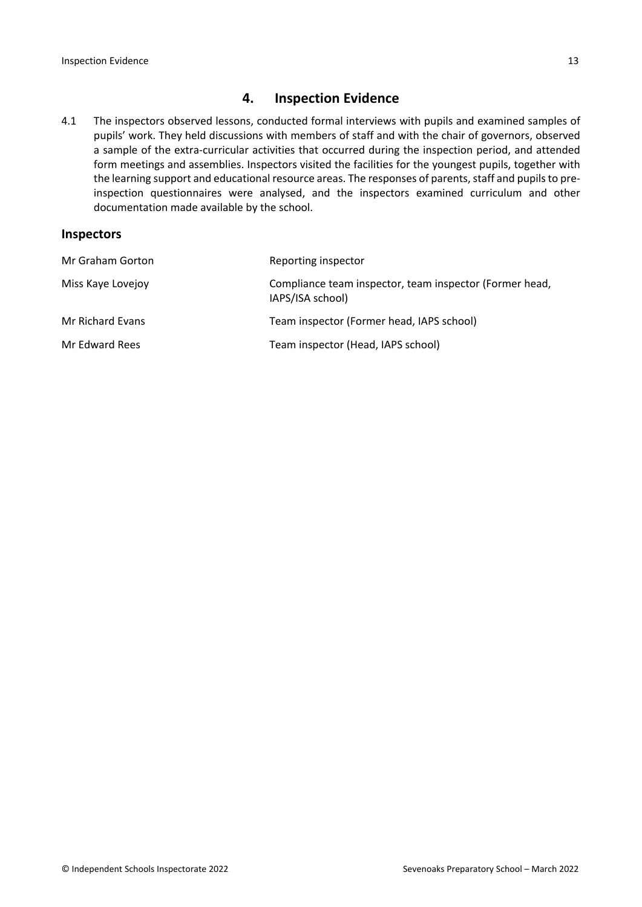## 4. Inspection Evidence

4.1 The inspectors observed lessons, conducted formal interviews with pupils and examined samples of pupils' work. They held discussions with members of staff and with the chair of governors, observed a sample of the extra-curricular activities that occurred during the inspection period, and attended form meetings and assemblies. Inspectors visited the facilities for the youngest pupils, together with the learning support and educational resource areas. The responses of parents, staff and pupils to pre-inspection questionnaires were analysed, and the inspectors examined curriculum and other documentation made available by the school.

### Inspectors

| | |
|---|---|
| Mr Graham Gorton | Reporting inspector |
| Miss Kaye Lovejoy | Compliance team inspector, team inspector (Former head, IAPS/ISA school) |
| Mr Richard Evans | Team inspector (Former head, IAPS school) |
| Mr Edward Rees | Team inspector (Head, IAPS school) |